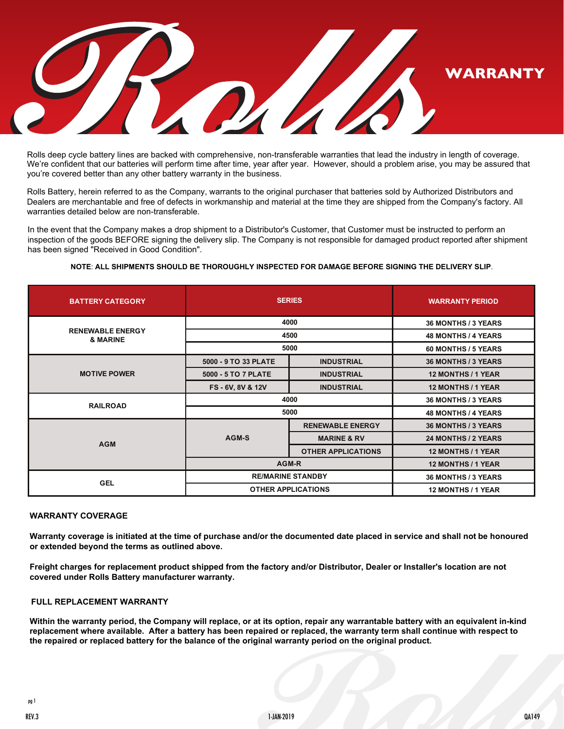# Rolls WARRANTY

Rolls deep cycle battery lines are backed with comprehensive, non-transferable warranties that lead the industry in length of coverage. We're confident that our batteries will perform time after time, year after year. However, should a problem arise, you may be assured that you're covered better than any other battery warranty in the business.

Rolls Battery, herein referred to as the Company, warrants to the original purchaser that batteries sold by Authorized Distributors and Dealers are merchantable and free of defects in workmanship and material at the time they are shipped from the Company's factory. All warranties detailed below are non-transferable.

In the event that the Company makes a drop shipment to a Distributor's Customer, that Customer must be instructed to perform an inspection of the goods BEFORE signing the delivery slip. The Company is not responsible for damaged product reported after shipment has been signed "Received in Good Condition".

**NOTE**: **ALL SHIPMENTS SHOULD BE THOROUGHLY INSPECTED FOR DAMAGE BEFORE SIGNING THE DELIVERY SLIP**.

| BATTERY CATEGORY | SERIES | | WARRANTY PERIOD |
|---|---|---|---|
| RENEWABLE ENERGY & MARINE | 4000 | | 36 MONTHS / 3 YEARS |
| | 4500 | | 48 MONTHS / 4 YEARS |
| | 5000 | | 60 MONTHS / 5 YEARS |
| MOTIVE POWER | 5000 - 9 TO 33 PLATE | INDUSTRIAL | 36 MONTHS / 3 YEARS |
| | 5000 - 5 TO 7 PLATE | INDUSTRIAL | 12 MONTHS / 1 YEAR |
| | FS - 6V, 8V & 12V | INDUSTRIAL | 12 MONTHS / 1 YEAR |
| RAILROAD | 4000 | | 36 MONTHS / 3 YEARS |
| | 5000 | | 48 MONTHS / 4 YEARS |
| AGM | AGM-S | RENEWABLE ENERGY | 36 MONTHS / 3 YEARS |
| | | MARINE & RV | 24 MONTHS / 2 YEARS |
| | | OTHER APPLICATIONS | 12 MONTHS / 1 YEAR |
| | AGM-R | | 12 MONTHS / 1 YEAR |
| GEL | RE/MARINE STANDBY | | 36 MONTHS / 3 YEARS |
| | OTHER APPLICATIONS | | 12 MONTHS / 1 YEAR |

## WARRANTY COVERAGE

**Warranty coverage is initiated at the time of purchase and/or the documented date placed in service and shall not be honoured or extended beyond the terms as outlined above.**

**Freight charges for replacement product shipped from the factory and/or Distributor, Dealer or Installer's location are not covered under Rolls Battery manufacturer warranty.**

## FULL REPLACEMENT WARRANTY

**Within the warranty period, the Company will replace, or at its option, repair any warrantable battery with an equivalent in-kind replacement where available. After a battery has been repaired or replaced, the warranty term shall continue with respect to the repaired or replaced battery for the balance of the original warranty period on the original product.**

REV.3 1-JAN-2019 QA149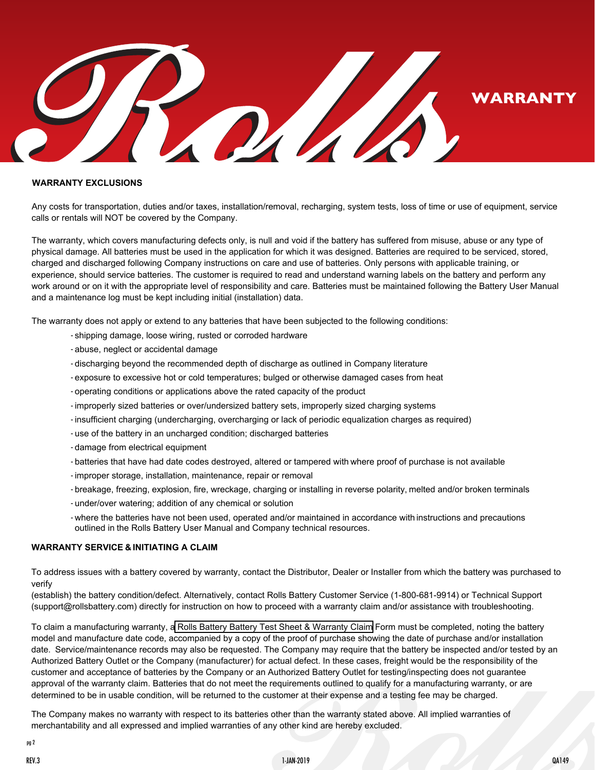# WARRANTY

## WARRANTY EXCLUSIONS

Any costs for transportation, duties and/or taxes, installation/removal, recharging, system tests, loss of time or use of equipment, service calls or rentals will NOT be covered by the Company.

The warranty, which covers manufacturing defects only, is null and void if the battery has suffered from misuse, abuse or any type of physical damage. All batteries must be used in the application for which it was designed. Batteries are required to be serviced, stored, charged and discharged following Company instructions on care and use of batteries. Only persons with applicable training, or experience, should service batteries. The customer is required to read and understand warning labels on the battery and perform any work around or on it with the appropriate level of responsibility and care. Batteries must be maintained following the Battery User Manual and a maintenance log must be kept including initial (installation) data.

The warranty does not apply or extend to any batteries that have been subjected to the following conditions:

- shipping damage, loose wiring, rusted or corroded hardware
- abuse, neglect or accidental damage
- discharging beyond the recommended depth of discharge as outlined in Company literature
- exposure to excessive hot or cold temperatures; bulged or otherwise damaged cases from heat
- operating conditions or applications above the rated capacity of the product
- improperly sized batteries or over/undersized battery sets, improperly sized charging systems
- insufficient charging (undercharging, overcharging or lack of periodic equalization charges as required)
- use of the battery in an uncharged condition; discharged batteries
- damage from electrical equipment
- batteries that have had date codes destroyed, altered or tampered with where proof of purchase is not available
- improper storage, installation, maintenance, repair or removal
- breakage, freezing, explosion, fire, wreckage, charging or installing in reverse polarity, melted and/or broken terminals
- under/over watering; addition of any chemical or solution
- where the batteries have not been used, operated and/or maintained in accordance with instructions and precautions outlined in the Rolls Battery User Manual and Company technical resources.

## WARRANTY SERVICE & INITIATING A CLAIM

To address issues with a battery covered by warranty, contact the Distributor, Dealer or Installer from which the battery was purchased to verify
(establish) the battery condition/defect. Alternatively, contact Rolls Battery Customer Service (1-800-681-9914) or Technical Support (support@rollsbattery.com) directly for instruction on how to proceed with a warranty claim and/or assistance with troubleshooting.

To claim a manufacturing warranty, a Rolls Battery Battery Test Sheet & Warranty Claim Form must be completed, noting the battery model and manufacture date code, accompanied by a copy of the proof of purchase showing the date of purchase and/or installation date. Service/maintenance records may also be requested. The Company may require that the battery be inspected and/or tested by an Authorized Battery Outlet or the Company (manufacturer) for actual defect. In these cases, freight would be the responsibility of the customer and acceptance of batteries by the Company or an Authorized Battery Outlet for testing/inspecting does not guarantee approval of the warranty claim. Batteries that do not meet the requirements outlined to qualify for a manufacturing warranty, or are determined to be in usable condition, will be returned to the customer at their expense and a testing fee may be charged.

The Company makes no warranty with respect to its batteries other than the warranty stated above. All implied warranties of merchantability and all expressed and implied warranties of any other kind are hereby excluded.

REV.3 1-JAN-2019 QA149